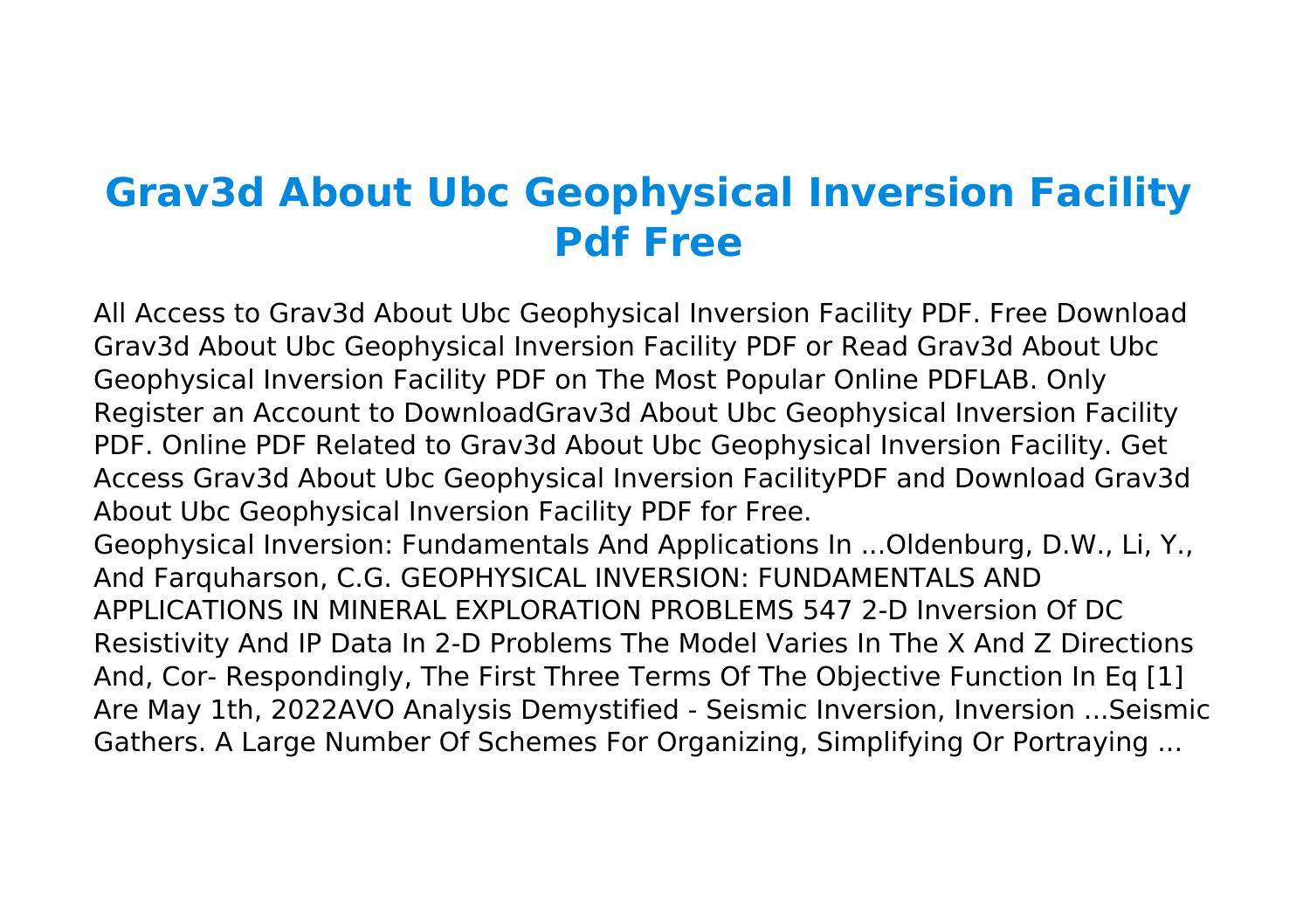# Grav3d About Ubc Geophysical Inversion Facility Pdf Free

All Access to Grav3d About Ubc Geophysical Inversion Facility PDF. Free Download Grav3d About Ubc Geophysical Inversion Facility PDF or Read Grav3d About Ubc Geophysical Inversion Facility PDF on The Most Popular Online PDFLAB. Only Register an Account to DownloadGrav3d About Ubc Geophysical Inversion Facility PDF. Online PDF Related to Grav3d About Ubc Geophysical Inversion Facility. Get Access Grav3d About Ubc Geophysical Inversion FacilityPDF and Download Grav3d About Ubc Geophysical Inversion Facility PDF for Free.

Geophysical Inversion: Fundamentals And Applications In ...Oldenburg, D.W., Li, Y., And Farquharson, C.G. GEOPHYSICAL INVERSION: FUNDAMENTALS AND APPLICATIONS IN MINERAL EXPLORATION PROBLEMS 547 2-D Inversion Of DC Resistivity And IP Data In 2-D Problems The Model Varies In The X And Z Directions And, Cor- Respondingly, The First Three Terms Of The Objective Function In Eq [1] Are May 1th, 2022AVO Analysis Demystified - Seismic Inversion, Inversion ...Seismic Gathers. A Large Number Of Schemes For Organizing, Simplifying Or Portraying ...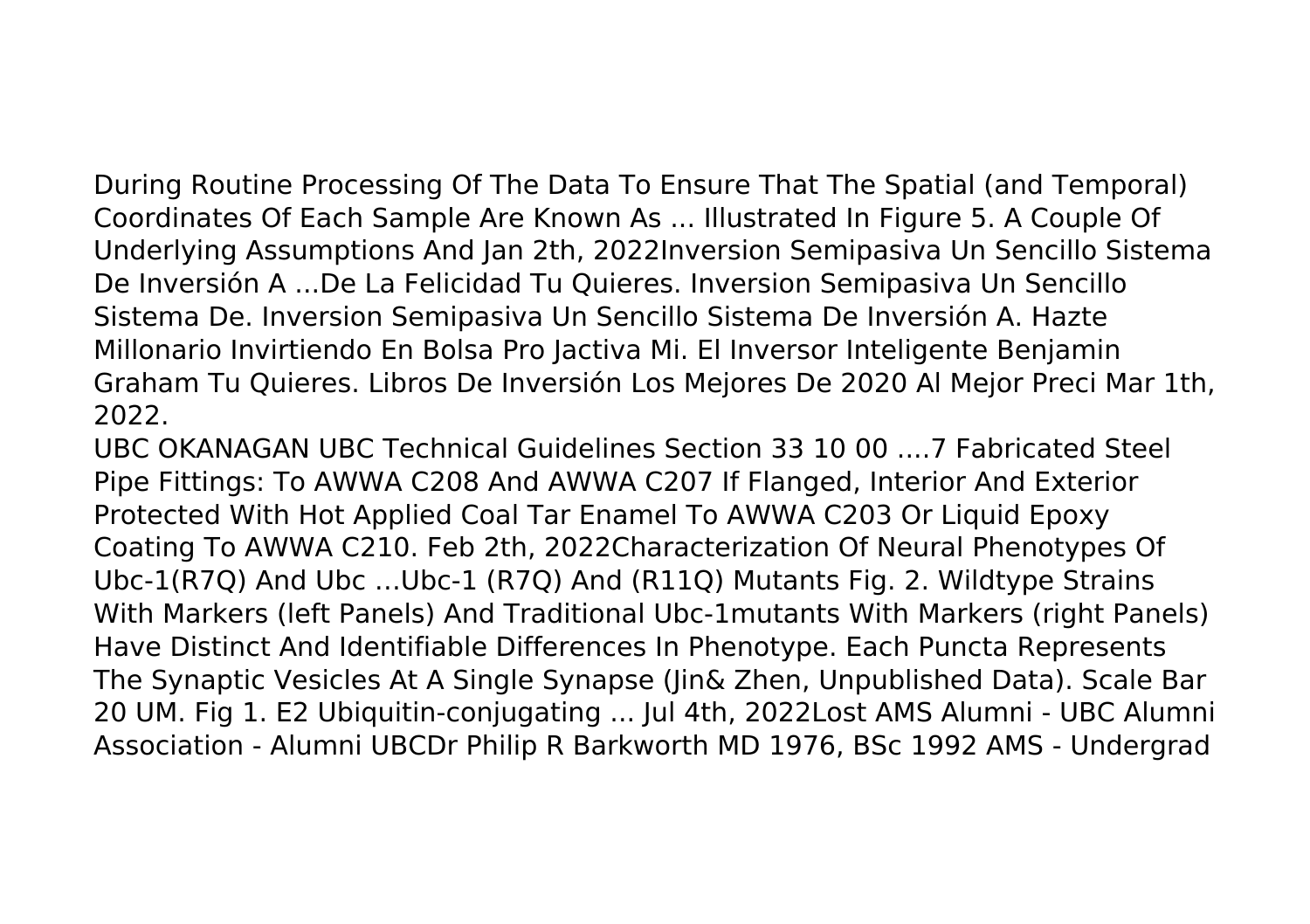During Routine Processing Of The Data To Ensure That The Spatial (and Temporal) Coordinates Of Each Sample Are Known As ... Illustrated In Figure 5. A Couple Of Underlying Assumptions And Jan 2th, 2022Inversion Semipasiva Un Sencillo Sistema De Inversión A ...De La Felicidad Tu Quieres. Inversion Semipasiva Un Sencillo Sistema De. Inversion Semipasiva Un Sencillo Sistema De Inversión A. Hazte Millonario Invirtiendo En Bolsa Pro Jactiva Mi. El Inversor Inteligente Benjamin Graham Tu Quieres. Libros De Inversión Los Mejores De 2020 Al Mejor Preci Mar 1th, 2022.

UBC OKANAGAN UBC Technical Guidelines Section 33 10 00 ….7 Fabricated Steel Pipe Fittings: To AWWA C208 And AWWA C207 If Flanged, Interior And Exterior Protected With Hot Applied Coal Tar Enamel To AWWA C203 Or Liquid Epoxy Coating To AWWA C210. Feb 2th, 2022Characterization Of Neural Phenotypes Of Ubc-1(R7Q) And Ubc …Ubc-1 (R7Q) And (R11Q) Mutants Fig. 2. Wildtype Strains With Markers (left Panels) And Traditional Ubc-1mutants With Markers (right Panels) Have Distinct And Identifiable Differences In Phenotype. Each Puncta Represents The Synaptic Vesicles At A Single Synapse (Jin& Zhen, Unpublished Data). Scale Bar 20 UM. Fig 1. E2 Ubiquitin-conjugating ... Jul 4th, 2022Lost AMS Alumni - UBC Alumni Association - Alumni UBCDr Philip R Barkworth MD 1976, BSc 1992 AMS - Undergrad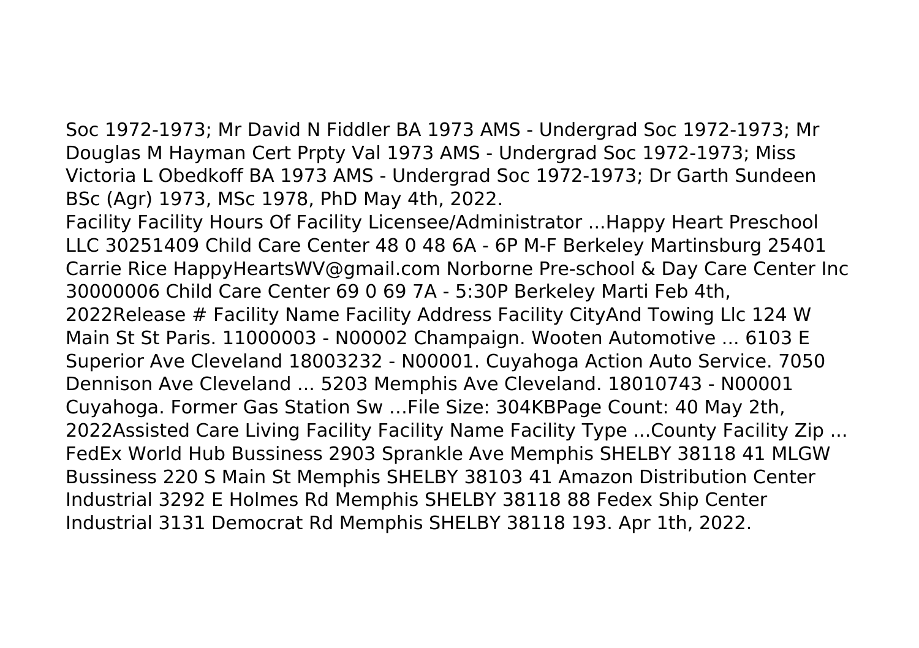Soc 1972-1973; Mr David N Fiddler BA 1973 AMS - Undergrad Soc 1972-1973; Mr Douglas M Hayman Cert Prpty Val 1973 AMS - Undergrad Soc 1972-1973; Miss Victoria L Obedkoff BA 1973 AMS - Undergrad Soc 1972-1973; Dr Garth Sundeen BSc (Agr) 1973, MSc 1978, PhD May 4th, 2022.

Facility Facility Hours Of Facility Licensee/Administrator ...Happy Heart Preschool LLC 30251409 Child Care Center 48 0 48 6A - 6P M-F Berkeley Martinsburg 25401 Carrie Rice HappyHeartsWV@gmail.com Norborne Pre-school & Day Care Center Inc 30000006 Child Care Center 69 0 69 7A - 5:30P Berkeley Marti Feb 4th, 2022Release # Facility Name Facility Address Facility CityAnd Towing Llc 124 W Main St St Paris. 11000003 - N00002 Champaign. Wooten Automotive ... 6103 E Superior Ave Cleveland 18003232 - N00001. Cuyahoga Action Auto Service. 7050 Dennison Ave Cleveland ... 5203 Memphis Ave Cleveland. 18010743 - N00001 Cuyahoga. Former Gas Station Sw …File Size: 304KBPage Count: 40 May 2th, 2022Assisted Care Living Facility Facility Name Facility Type ...County Facility Zip ... FedEx World Hub Bussiness 2903 Sprankle Ave Memphis SHELBY 38118 41 MLGW Bussiness 220 S Main St Memphis SHELBY 38103 41 Amazon Distribution Center Industrial 3292 E Holmes Rd Memphis SHELBY 38118 88 Fedex Ship Center Industrial 3131 Democrat Rd Memphis SHELBY 38118 193. Apr 1th, 2022.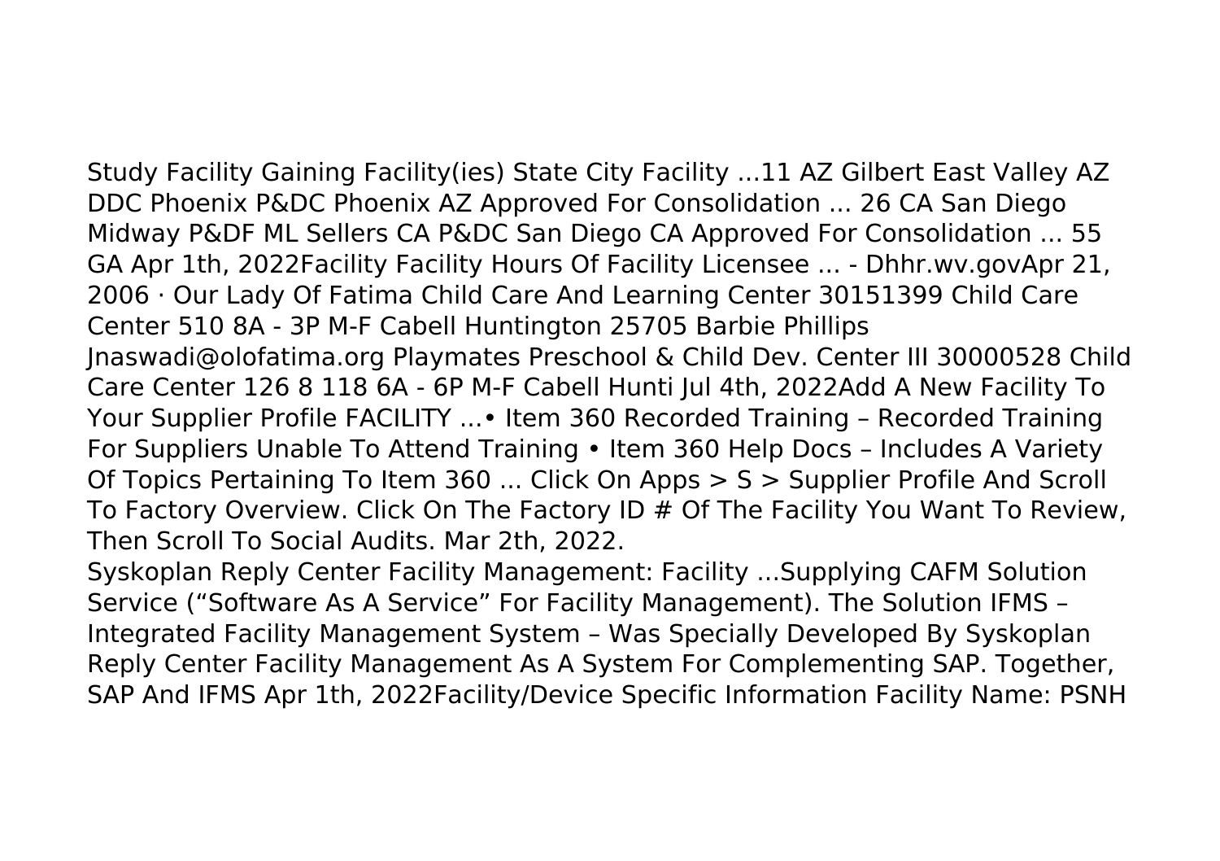Study Facility Gaining Facility(ies) State City Facility ...11 AZ Gilbert East Valley AZ DDC Phoenix P&DC Phoenix AZ Approved For Consolidation ... 26 CA San Diego Midway P&DF ML Sellers CA P&DC San Diego CA Approved For Consolidation ... 55 GA Apr 1th, 2022Facility Facility Hours Of Facility Licensee ... - Dhhr.wv.govApr 21, 2006 · Our Lady Of Fatima Child Care And Learning Center 30151399 Child Care Center 510 8A - 3P M-F Cabell Huntington 25705 Barbie Phillips Jnaswadi@olofatima.org Playmates Preschool & Child Dev. Center III 30000528 Child Care Center 126 8 118 6A - 6P M-F Cabell Hunti Jul 4th, 2022Add A New Facility To Your Supplier Profile FACILITY ...• Item 360 Recorded Training – Recorded Training For Suppliers Unable To Attend Training • Item 360 Help Docs – Includes A Variety Of Topics Pertaining To Item 360 ... Click On Apps > S > Supplier Profile And Scroll To Factory Overview. Click On The Factory ID # Of The Facility You Want To Review, Then Scroll To Social Audits. Mar 2th, 2022.

Syskoplan Reply Center Facility Management: Facility ...Supplying CAFM Solution Service ("Software As A Service" For Facility Management). The Solution IFMS – Integrated Facility Management System – Was Specially Developed By Syskoplan Reply Center Facility Management As A System For Complementing SAP. Together, SAP And IFMS Apr 1th, 2022Facility/Device Specific Information Facility Name: PSNH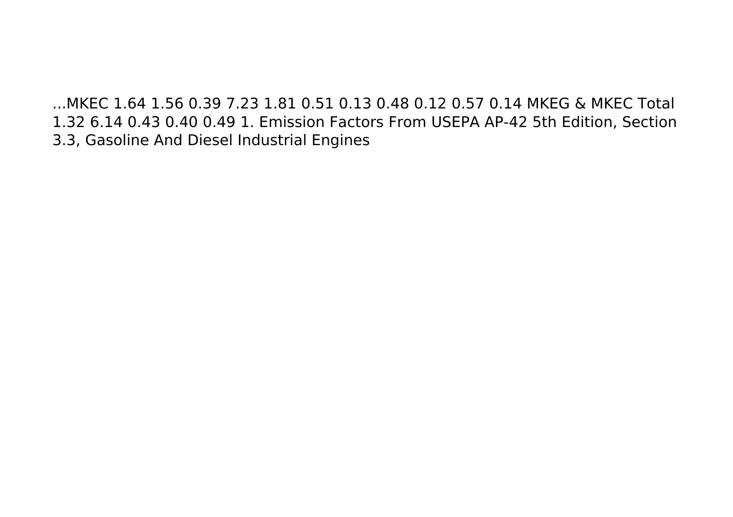...MKEC 1.64 1.56 0.39 7.23 1.81 0.51 0.13 0.48 0.12 0.57 0.14 MKEG & MKEC Total 1.32 6.14 0.43 0.40 0.49 1. Emission Factors From USEPA AP-42 5th Edition, Section 3.3, Gasoline And Diesel Industrial Engines